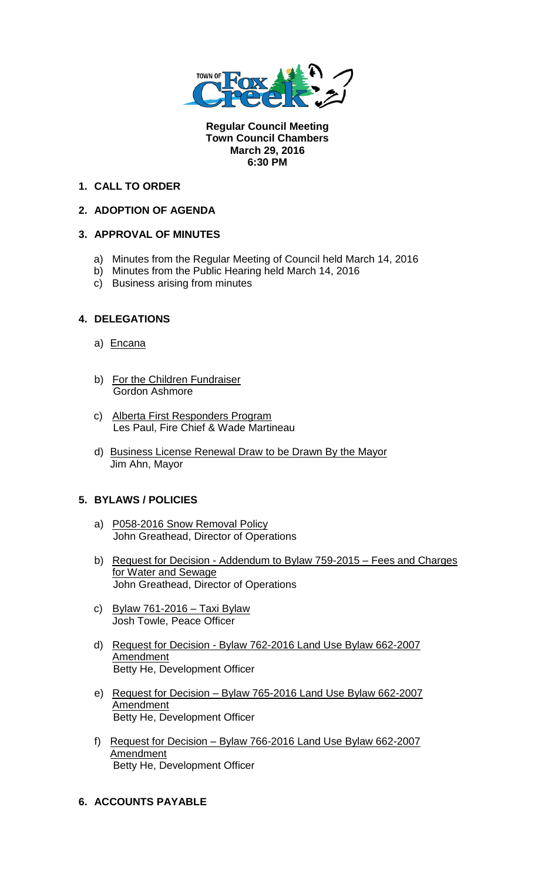**Regular Council Meeting**
**Town Council Chambers**
**March 29, 2016**
**6:30 PM**

## 1. CALL TO ORDER

## 2. ADOPTION OF AGENDA

## 3. APPROVAL OF MINUTES

a) Minutes from the Regular Meeting of Council held March 14, 2016
b) Minutes from the Public Hearing held March 14, 2016
c) Business arising from minutes

## 4. DELEGATIONS

a) Encana

b) For the Children Fundraiser
Gordon Ashmore

c) Alberta First Responders Program
Les Paul, Fire Chief & Wade Martineau

d) Business License Renewal Draw to be Drawn By the Mayor
Jim Ahn, Mayor

## 5. BYLAWS / POLICIES

a) P058-2016 Snow Removal Policy
John Greathead, Director of Operations

b) Request for Decision - Addendum to Bylaw 759-2015 – Fees and Charges for Water and Sewage
John Greathead, Director of Operations

c) Bylaw 761-2016 – Taxi Bylaw
Josh Towle, Peace Officer

d) Request for Decision - Bylaw 762-2016 Land Use Bylaw 662-2007 Amendment
Betty He, Development Officer

e) Request for Decision – Bylaw 765-2016 Land Use Bylaw 662-2007 Amendment
Betty He, Development Officer

f) Request for Decision – Bylaw 766-2016 Land Use Bylaw 662-2007 Amendment
Betty He, Development Officer

## 6. ACCOUNTS PAYABLE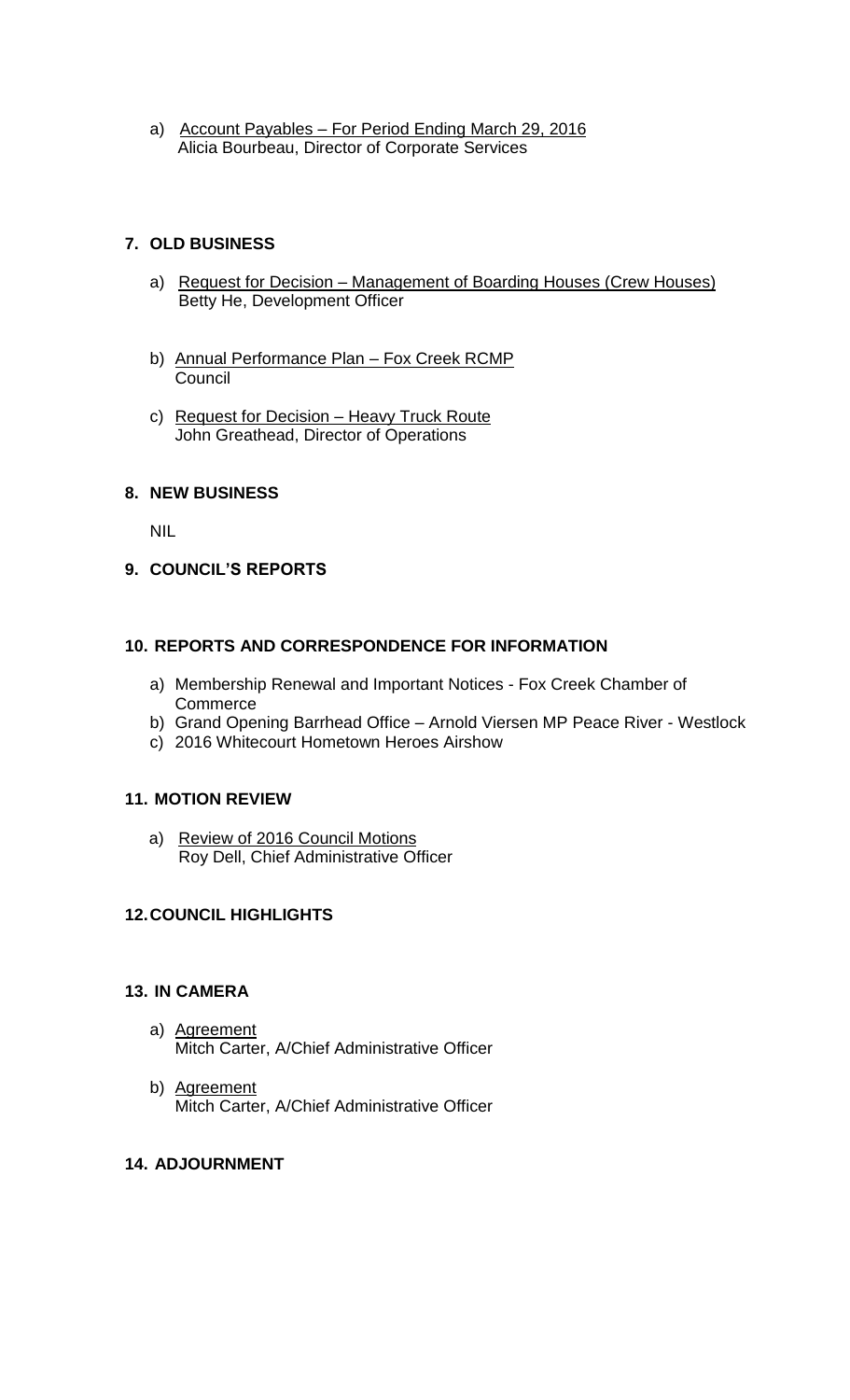a) Account Payables – For Period Ending March 29, 2016
   Alicia Bourbeau, Director of Corporate Services

## 7. OLD BUSINESS

a) Request for Decision – Management of Boarding Houses (Crew Houses)
   Betty He, Development Officer

b) Annual Performance Plan – Fox Creek RCMP
   Council

c) Request for Decision – Heavy Truck Route
   John Greathead, Director of Operations

## 8. NEW BUSINESS

NIL

## 9. COUNCIL'S REPORTS

## 10. REPORTS AND CORRESPONDENCE FOR INFORMATION

a) Membership Renewal and Important Notices - Fox Creek Chamber of Commerce
b) Grand Opening Barrhead Office – Arnold Viersen MP Peace River - Westlock
c) 2016 Whitecourt Hometown Heroes Airshow

## 11. MOTION REVIEW

a) Review of 2016 Council Motions
   Roy Dell, Chief Administrative Officer

## 12. COUNCIL HIGHLIGHTS

## 13. IN CAMERA

a) Agreement
   Mitch Carter, A/Chief Administrative Officer

b) Agreement
   Mitch Carter, A/Chief Administrative Officer

## 14. ADJOURNMENT